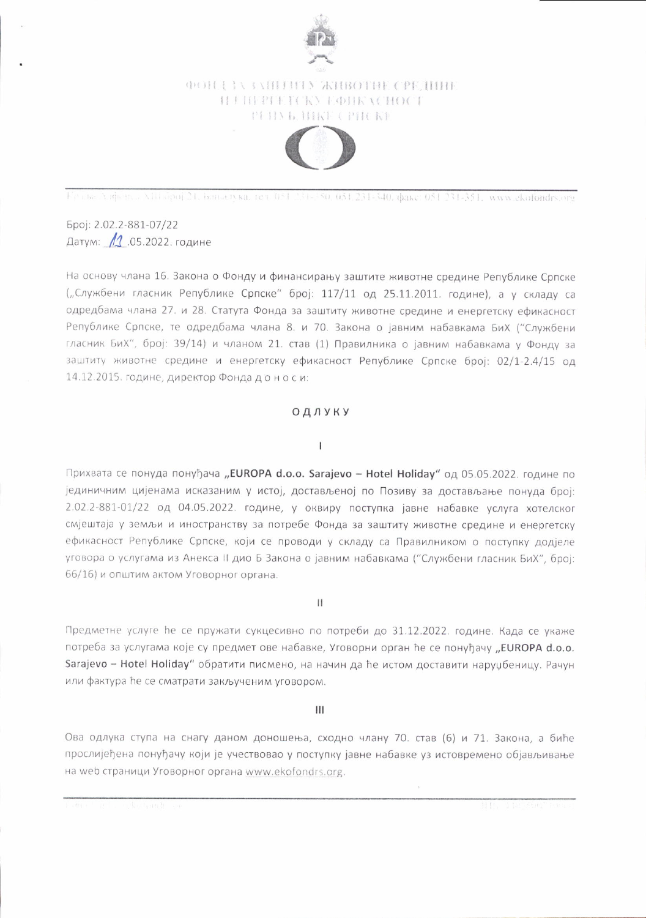ФОНД ЗА ЗАШТИТУ ЖИВОТНЕ СРЕДИНЕ
И ЕНЕРГЕТСКУ ЕФИКАСНОСТ
РЕПУБЛИКЕ СРПСКЕ

Краље Алфонса XIII број 21, Бањалука; тел: 051 231-350, 051 231-340, факс: 051 231-351, www.ekofondrs.org

Број: 2.02.2-881-07/22
Датум: 11.05.2022. године

На основу члана 16. Закона о Фонду и финансирању заштите животне средине Републике Српске („Службени гласник Републике Српске" број: 117/11 од 25.11.2011. године), а у складу са одредбама члана 27. и 28. Статута Фонда за заштиту животне средине и енергетску ефикасност Републике Српске, те одредбама члана 8. и 70. Закона о јавним набавкама БиХ ("Службени гласник БиХ", број: 39/14) и чланом 21. став (1) Правилника о јавним набавкама у Фонду за заштиту животне средине и енергетску ефикасност Републике Српске број: 02/1-2.4/15 од 14.12.2015. године, директор Фонда д о н о с и:

## О Д Л У К У

I

Прихвата се понуда понуђача **„EUROPA d.o.o. Sarajevo – Hotel Holiday"** од 05.05.2022. године по јединичним цијенама исказаним у истој, достављеној по Позиву за достављање понуда број: 2.02.2-881-01/22 од 04.05.2022. године, у оквиру поступка јавне набавке услуга хотелског смјештаја у земљи и иностранству за потребе Фонда за заштиту животне средине и енергетску ефикасност Републике Српске, који се проводи у складу са Правилником о поступку додјеле уговора о услугама из Анекса II дио Б Закона о јавним набавкама ("Службени гласник БиХ", број: 66/16) и општим актом Уговорног органа.

II

Предметне услуге ће се пружати сукцесивно по потреби до 31.12.2022. године. Када се укаже потреба за услугама које су предмет ове набавке, Уговорни орган ће се понуђачу **„EUROPA d.o.o. Sarajevo – Hotel Holiday"** обратити писмено, на начин да ће истом доставити наруџбеницу. Рачун или фактура ће се сматрати закљученим уговором.

III

Ова одлука ступа на снагу даном доношења, сходно члану 70. став (6) и 71. Закона, а биће прослијеђена понуђачу који је учествовао у поступку јавне набавке уз истовремено објављивање на web страници Уговорног органа www.ekofondrs.org.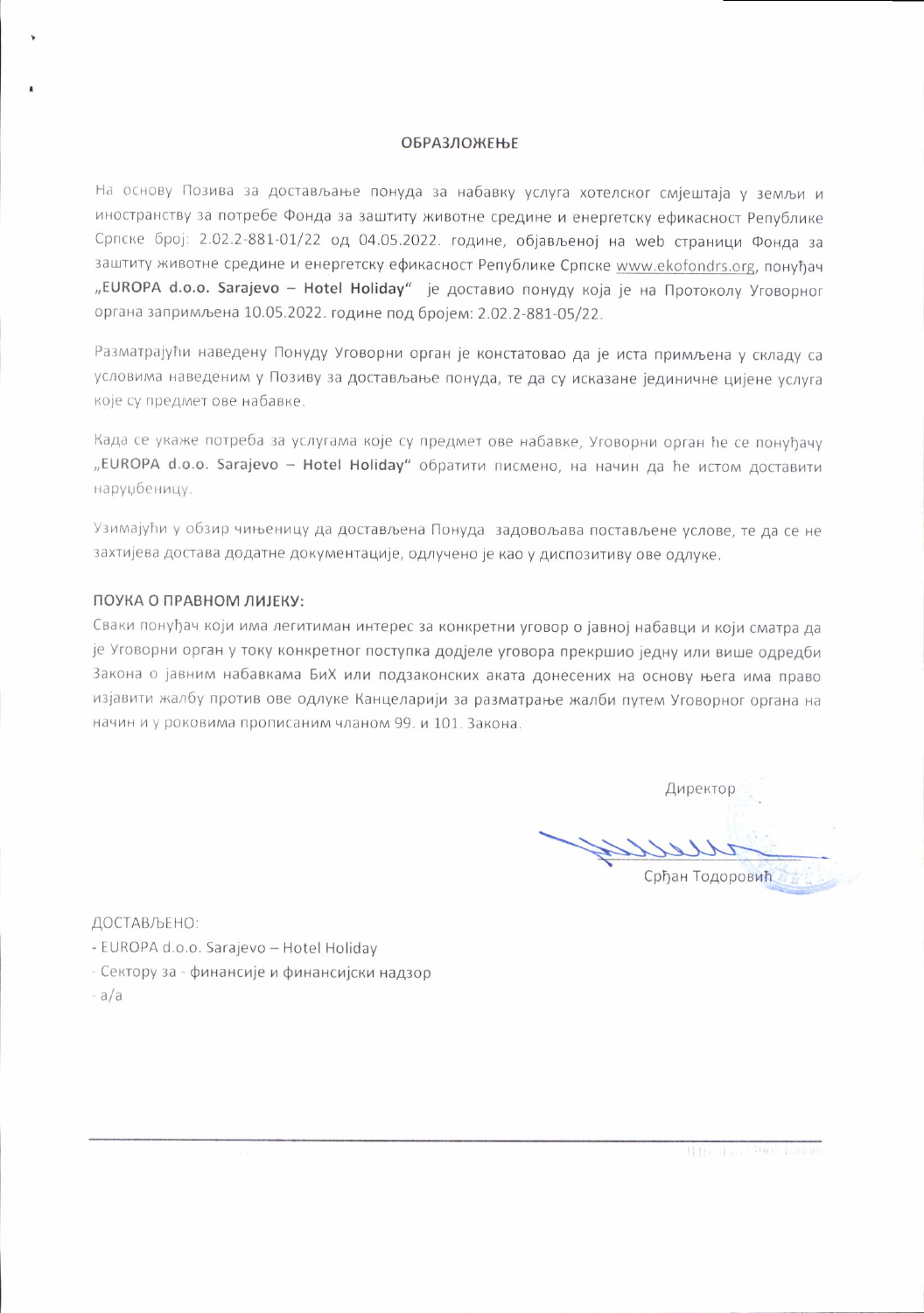**ОБРАЗЛОЖЕЊЕ**

На основу Позива за достављање понуда за набавку услуга хотелског смјештаја у земљи и иностранству за потребе Фонда за заштиту животне средине и енергетску ефикасност Републике Српске број: 2.02.2-881-01/22 од 04.05.2022. године, објављеној на web страници Фонда за заштиту животне средине и енергетску ефикасност Републике Српске www.ekofondrs.org, понуђач **„EUROPA d.o.o. Sarajevo – Hotel Holiday"** је доставио понуду која је на Протоколу Уговорног органа запримљена 10.05.2022. године под бројем: 2.02.2-881-05/22.

Разматрајући наведену Понуду Уговорни орган је констатовао да је иста примљена у складу са условима наведеним у Позиву за достављање понуда, те да су исказане јединичне цијене услуга које су предмет ове набавке.

Када се укаже потреба за услугама које су предмет ове набавке, Уговорни орган ће се понуђачу **„EUROPA d.o.o. Sarajevo – Hotel Holiday"** обратити писмено, на начин да ће истом доставити наруџбеницу.

Узимајући у обзир чињеницу да достављена Понуда задовољава постављене услове, те да се не захтијева достава додатне документације, одлучено је као у диспозитиву ове одлуке.

**ПОУКА О ПРАВНОМ ЛИЈЕКУ:**

Сваки понуђач који има легитиман интерес за конкретни уговор о јавној набавци и који сматра да је Уговорни орган у току конкретног поступка додјеле уговора прекршио једну или више одредби Закона о јавним набавкама БиХ или подзаконских аката донесених на основу њега има право изјавити жалбу против ове одлуке Канцеларији за разматрање жалби путем Уговорног органа на начин и у роковима прописаним чланом 99. и 101. Закона.

Директор

Срђан Тодоровић

ДОСТАВЉЕНО:

- EUROPA d.o.o. Sarajevo – Hotel Holiday
- Сектору за - финансије и финансијски надзор
- а/а